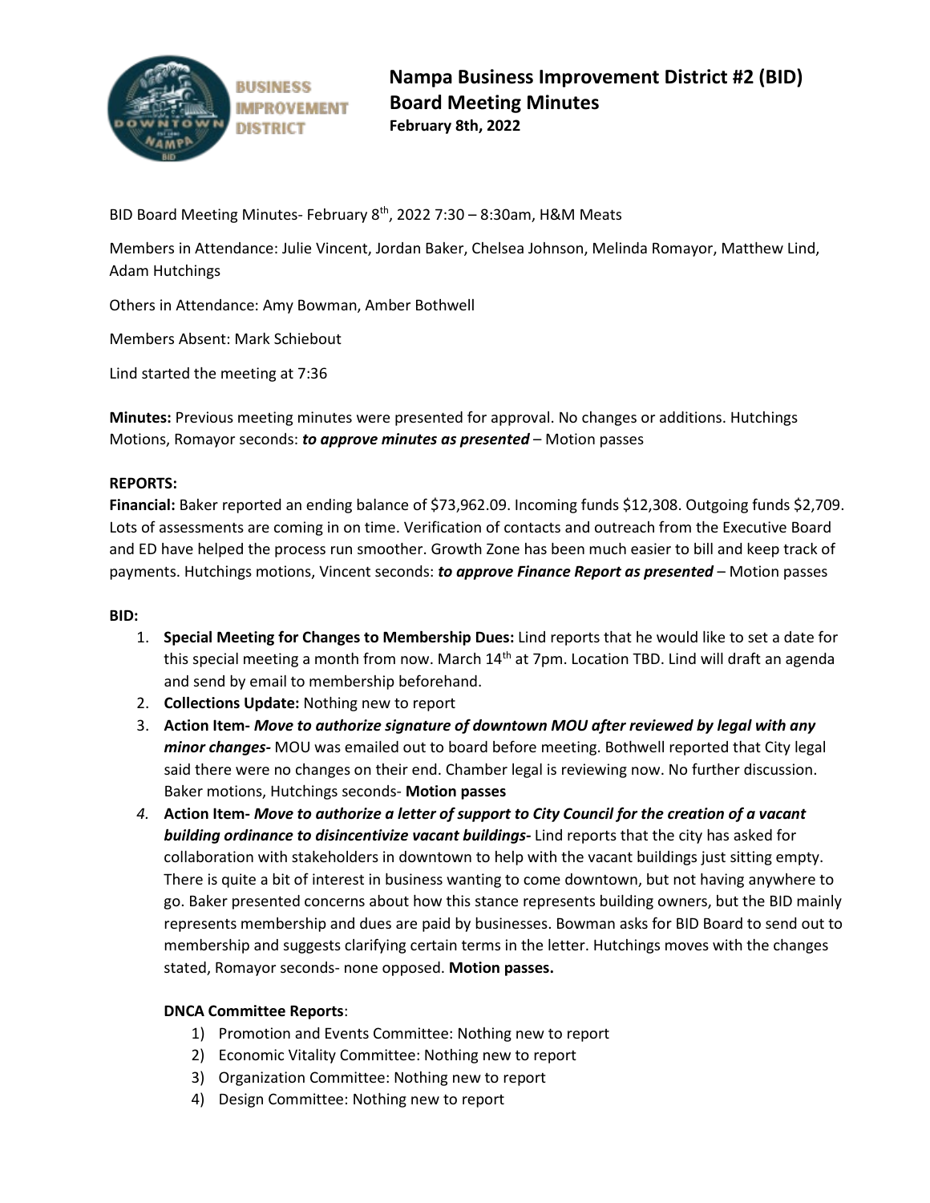# Nampa Business Improvement District #2 (BID) Board Meeting Minutes

**February 8th, 2022**

BID Board Meeting Minutes- February 8th, 2022 7:30 – 8:30am, H&M Meats

Members in Attendance: Julie Vincent, Jordan Baker, Chelsea Johnson, Melinda Romayor, Matthew Lind, Adam Hutchings

Others in Attendance: Amy Bowman, Amber Bothwell

Members Absent: Mark Schiebout

Lind started the meeting at 7:36

**Minutes:** Previous meeting minutes were presented for approval. No changes or additions. Hutchings Motions, Romayor seconds: ***to approve minutes as presented*** – Motion passes

**REPORTS:**

**Financial:** Baker reported an ending balance of $73,962.09. Incoming funds $12,308. Outgoing funds $2,709. Lots of assessments are coming in on time. Verification of contacts and outreach from the Executive Board and ED have helped the process run smoother. Growth Zone has been much easier to bill and keep track of payments. Hutchings motions, Vincent seconds: ***to approve Finance Report as presented*** – Motion passes

**BID:**

1. **Special Meeting for Changes to Membership Dues:** Lind reports that he would like to set a date for this special meeting a month from now. March 14th at 7pm. Location TBD. Lind will draft an agenda and send by email to membership beforehand.
2. **Collections Update:** Nothing new to report
3. **Action Item-** ***Move to authorize signature of downtown MOU after reviewed by legal with any minor changes-*** MOU was emailed out to board before meeting. Bothwell reported that City legal said there were no changes on their end. Chamber legal is reviewing now. No further discussion. Baker motions, Hutchings seconds- **Motion passes**
4. **Action Item-** ***Move to authorize a letter of support to City Council for the creation of a vacant building ordinance to disincentivize vacant buildings-*** Lind reports that the city has asked for collaboration with stakeholders in downtown to help with the vacant buildings just sitting empty. There is quite a bit of interest in business wanting to come downtown, but not having anywhere to go. Baker presented concerns about how this stance represents building owners, but the BID mainly represents membership and dues are paid by businesses. Bowman asks for BID Board to send out to membership and suggests clarifying certain terms in the letter. Hutchings moves with the changes stated, Romayor seconds- none opposed. **Motion passes.**

**DNCA Committee Reports**:

1) Promotion and Events Committee: Nothing new to report
2) Economic Vitality Committee: Nothing new to report
3) Organization Committee: Nothing new to report
4) Design Committee: Nothing new to report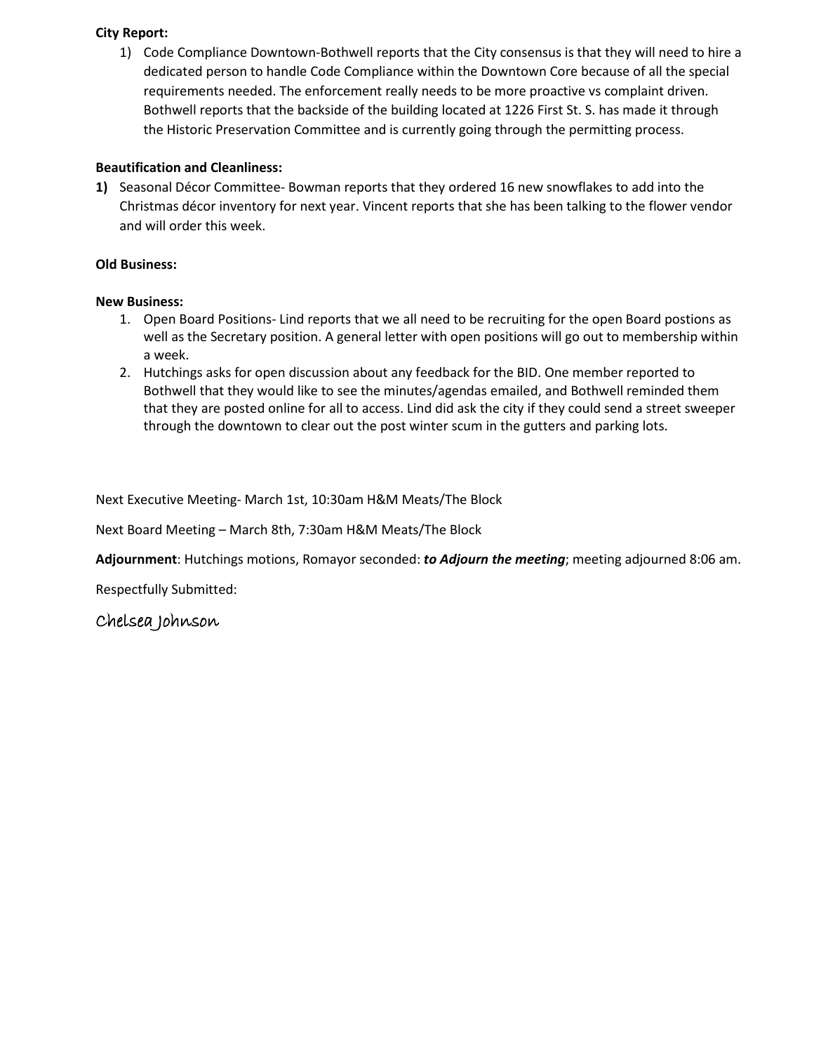**City Report:**

1) Code Compliance Downtown-Bothwell reports that the City consensus is that they will need to hire a dedicated person to handle Code Compliance within the Downtown Core because of all the special requirements needed. The enforcement really needs to be more proactive vs complaint driven. Bothwell reports that the backside of the building located at 1226 First St. S. has made it through the Historic Preservation Committee and is currently going through the permitting process.

**Beautification and Cleanliness:**

**1)** Seasonal Décor Committee- Bowman reports that they ordered 16 new snowflakes to add into the Christmas décor inventory for next year. Vincent reports that she has been talking to the flower vendor and will order this week.

**Old Business:**

**New Business:**

1. Open Board Positions- Lind reports that we all need to be recruiting for the open Board postions as well as the Secretary position. A general letter with open positions will go out to membership within a week.
2. Hutchings asks for open discussion about any feedback for the BID. One member reported to Bothwell that they would like to see the minutes/agendas emailed, and Bothwell reminded them that they are posted online for all to access. Lind did ask the city if they could send a street sweeper through the downtown to clear out the post winter scum in the gutters and parking lots.

Next Executive Meeting- March 1st, 10:30am H&M Meats/The Block

Next Board Meeting – March 8th, 7:30am H&M Meats/The Block

**Adjournment**: Hutchings motions, Romayor seconded: ***to Adjourn the meeting***; meeting adjourned 8:06 am.

Respectfully Submitted:

Chelsea Johnson